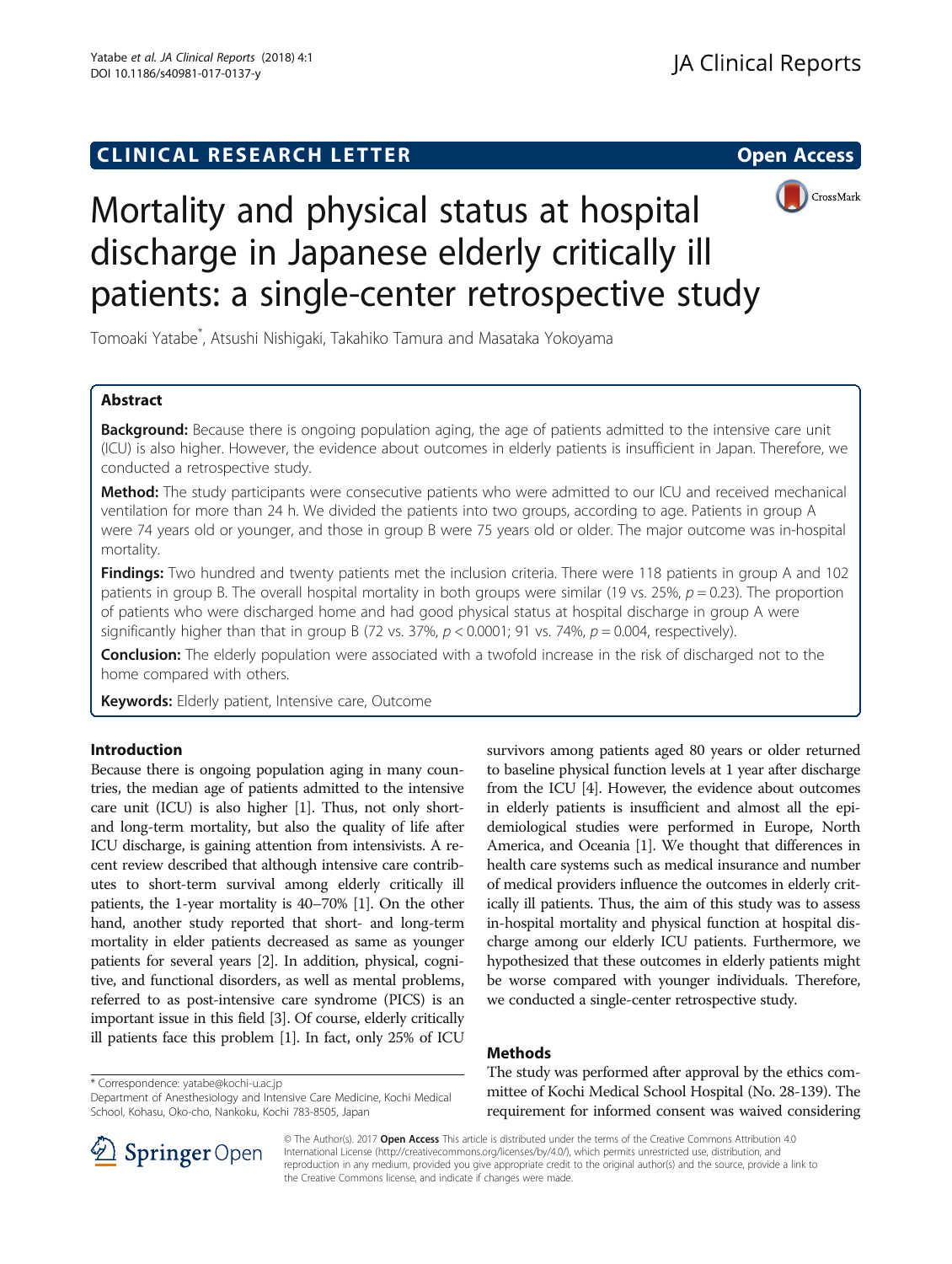**CLINICAL RESEARCH LETTER** **Open Access**

# Mortality and physical status at hospital discharge in Japanese elderly critically ill patients: a single-center retrospective study

Tomoaki Yatabe*, Atsushi Nishigaki, Takahiko Tamura and Masataka Yokoyama

## Abstract

**Background:** Because there is ongoing population aging, the age of patients admitted to the intensive care unit (ICU) is also higher. However, the evidence about outcomes in elderly patients is insufficient in Japan. Therefore, we conducted a retrospective study.

**Method:** The study participants were consecutive patients who were admitted to our ICU and received mechanical ventilation for more than 24 h. We divided the patients into two groups, according to age. Patients in group A were 74 years old or younger, and those in group B were 75 years old or older. The major outcome was in-hospital mortality.

**Findings:** Two hundred and twenty patients met the inclusion criteria. There were 118 patients in group A and 102 patients in group B. The overall hospital mortality in both groups were similar (19 vs. 25%, $p = 0.23$). The proportion of patients who were discharged home and had good physical status at hospital discharge in group A were significantly higher than that in group B (72 vs. 37%, $p < 0.0001$; 91 vs. 74%, $p = 0.004$, respectively).

**Conclusion:** The elderly population were associated with a twofold increase in the risk of discharged not to the home compared with others.

**Keywords:** Elderly patient, Intensive care, Outcome

## Introduction

Because there is ongoing population aging in many countries, the median age of patients admitted to the intensive care unit (ICU) is also higher [1]. Thus, not only short- and long-term mortality, but also the quality of life after ICU discharge, is gaining attention from intensivists. A recent review described that although intensive care contributes to short-term survival among elderly critically ill patients, the 1-year mortality is 40–70% [1]. On the other hand, another study reported that short- and long-term mortality in elder patients decreased as same as younger patients for several years [2]. In addition, physical, cognitive, and functional disorders, as well as mental problems, referred to as post-intensive care syndrome (PICS) is an important issue in this field [3]. Of course, elderly critically ill patients face this problem [1]. In fact, only 25% of ICU survivors among patients aged 80 years or older returned to baseline physical function levels at 1 year after discharge from the ICU [4]. However, the evidence about outcomes in elderly patients is insufficient and almost all the epidemiological studies were performed in Europe, North America, and Oceania [1]. We thought that differences in health care systems such as medical insurance and number of medical providers influence the outcomes in elderly critically ill patients. Thus, the aim of this study was to assess in-hospital mortality and physical function at hospital discharge among our elderly ICU patients. Furthermore, we hypothesized that these outcomes in elderly patients might be worse compared with younger individuals. Therefore, we conducted a single-center retrospective study.

## Methods

The study was performed after approval by the ethics committee of Kochi Medical School Hospital (No. 28-139). The requirement for informed consent was waived considering

\* Correspondence: yatabe@kochi-u.ac.jp
Department of Anesthesiology and Intensive Care Medicine, Kochi Medical School, Kohasu, Oko-cho, Nankoku, Kochi 783-8505, Japan

© The Author(s). 2017 **Open Access** This article is distributed under the terms of the Creative Commons Attribution 4.0 International License (http://creativecommons.org/licenses/by/4.0/), which permits unrestricted use, distribution, and reproduction in any medium, provided you give appropriate credit to the original author(s) and the source, provide a link to the Creative Commons license, and indicate if changes were made.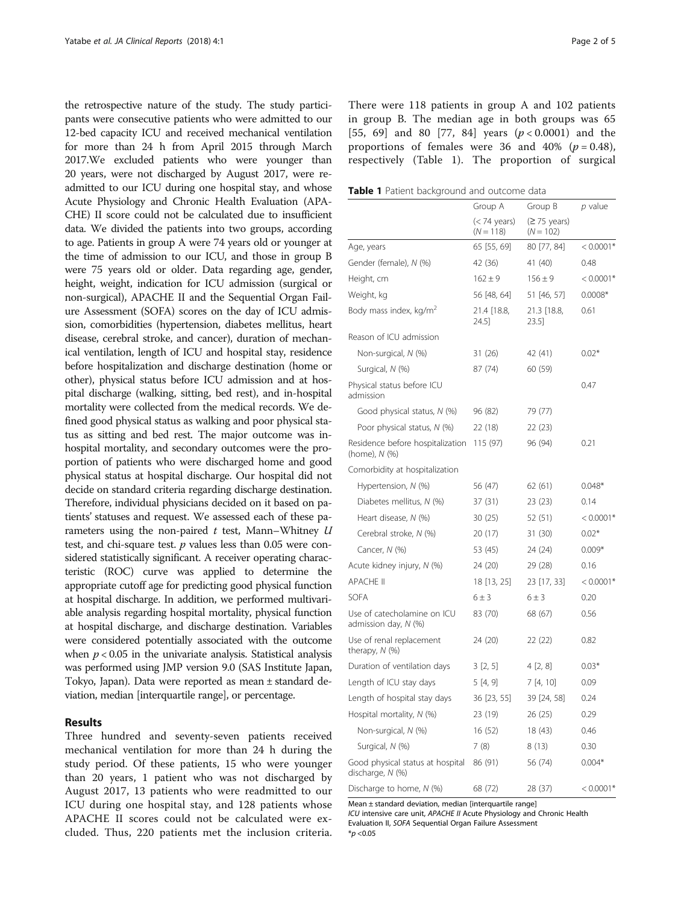the retrospective nature of the study. The study participants were consecutive patients who were admitted to our 12-bed capacity ICU and received mechanical ventilation for more than 24 h from April 2015 through March 2017.We excluded patients who were younger than 20 years, were not discharged by August 2017, were readmitted to our ICU during one hospital stay, and whose Acute Physiology and Chronic Health Evaluation (APACHE) II score could not be calculated due to insufficient data. We divided the patients into two groups, according to age. Patients in group A were 74 years old or younger at the time of admission to our ICU, and those in group B were 75 years old or older. Data regarding age, gender, height, weight, indication for ICU admission (surgical or non-surgical), APACHE II and the Sequential Organ Failure Assessment (SOFA) scores on the day of ICU admission, comorbidities (hypertension, diabetes mellitus, heart disease, cerebral stroke, and cancer), duration of mechanical ventilation, length of ICU and hospital stay, residence before hospitalization and discharge destination (home or other), physical status before ICU admission and at hospital discharge (walking, sitting, bed rest), and in-hospital mortality were collected from the medical records. We defined good physical status as walking and poor physical status as sitting and bed rest. The major outcome was in-hospital mortality, and secondary outcomes were the proportion of patients who were discharged home and good physical status at hospital discharge. Our hospital did not decide on standard criteria regarding discharge destination. Therefore, individual physicians decided on it based on patients' statuses and request. We assessed each of these parameters using the non-paired *t* test, Mann–Whitney *U* test, and chi-square test. *p* values less than 0.05 were considered statistically significant. A receiver operating characteristic (ROC) curve was applied to determine the appropriate cutoff age for predicting good physical function at hospital discharge. In addition, we performed multivariable analysis regarding hospital mortality, physical function at hospital discharge, and discharge destination. Variables were considered potentially associated with the outcome when $p < 0.05$ in the univariate analysis. Statistical analysis was performed using JMP version 9.0 (SAS Institute Japan, Tokyo, Japan). Data were reported as mean ± standard deviation, median [interquartile range], or percentage.

## Results

Three hundred and seventy-seven patients received mechanical ventilation for more than 24 h during the study period. Of these patients, 15 who were younger than 20 years, 1 patient who was not discharged by August 2017, 13 patients who were readmitted to our ICU during one hospital stay, and 128 patients whose APACHE II scores could not be calculated were excluded. Thus, 220 patients met the inclusion criteria. There were 118 patients in group A and 102 patients in group B. The median age in both groups was 65 [55, 69] and 80 [77, 84] years ($p < 0.0001$) and the proportions of females were 36 and 40% ($p = 0.48$), respectively (Table 1). The proportion of surgical

**Table 1** Patient background and outcome data

| | Group A (< 74 years) (*N* = 118) | Group B (≥ 75 years) (*N* = 102) | *p* value |
|---|---|---|---|
| Age, years | 65 [55, 69] | 80 [77, 84] | < 0.0001* |
| Gender (female), *N* (%) | 42 (36) | 41 (40) | 0.48 |
| Height, cm | 162 ± 9 | 156 ± 9 | < 0.0001* |
| Weight, kg | 56 [48, 64] | 51 [46, 57] | 0.0008* |
| Body mass index, kg/m$^2$ | 21.4 [18.8, 24.5] | 21.3 [18.8, 23.5] | 0.61 |
| Reason of ICU admission | | | |
| Non-surgical, *N* (%) | 31 (26) | 42 (41) | 0.02* |
| Surgical, *N* (%) | 87 (74) | 60 (59) | |
| Physical status before ICU admission | | | 0.47 |
| Good physical status, *N* (%) | 96 (82) | 79 (77) | |
| Poor physical status, *N* (%) | 22 (18) | 22 (23) | |
| Residence before hospitalization (home), *N* (%) | 115 (97) | 96 (94) | 0.21 |
| Comorbidity at hospitalization | | | |
| Hypertension, *N* (%) | 56 (47) | 62 (61) | 0.048* |
| Diabetes mellitus, *N* (%) | 37 (31) | 23 (23) | 0.14 |
| Heart disease, *N* (%) | 30 (25) | 52 (51) | < 0.0001* |
| Cerebral stroke, *N* (%) | 20 (17) | 31 (30) | 0.02* |
| Cancer, *N* (%) | 53 (45) | 24 (24) | 0.009* |
| Acute kidney injury, *N* (%) | 24 (20) | 29 (28) | 0.16 |
| APACHE II | 18 [13, 25] | 23 [17, 33] | < 0.0001* |
| SOFA | 6 ± 3 | 6 ± 3 | 0.20 |
| Use of catecholamine on ICU admission day, *N* (%) | 83 (70) | 68 (67) | 0.56 |
| Use of renal replacement therapy, *N* (%) | 24 (20) | 22 (22) | 0.82 |
| Duration of ventilation days | 3 [2, 5] | 4 [2, 8] | 0.03* |
| Length of ICU stay days | 5 [4, 9] | 7 [4, 10] | 0.09 |
| Length of hospital stay days | 36 [23, 55] | 39 [24, 58] | 0.24 |
| Hospital mortality, *N* (%) | 23 (19) | 26 (25) | 0.29 |
| Non-surgical, *N* (%) | 16 (52) | 18 (43) | 0.46 |
| Surgical, *N* (%) | 7 (8) | 8 (13) | 0.30 |
| Good physical status at hospital discharge, *N* (%) | 86 (91) | 56 (74) | 0.004* |
| Discharge to home, *N* (%) | 68 (72) | 28 (37) | < 0.0001* |

Mean ± standard deviation, median [interquartile range]
*ICU* intensive care unit, *APACHE II* Acute Physiology and Chronic Health Evaluation II, *SOFA* Sequential Organ Failure Assessment
*$p < 0.05$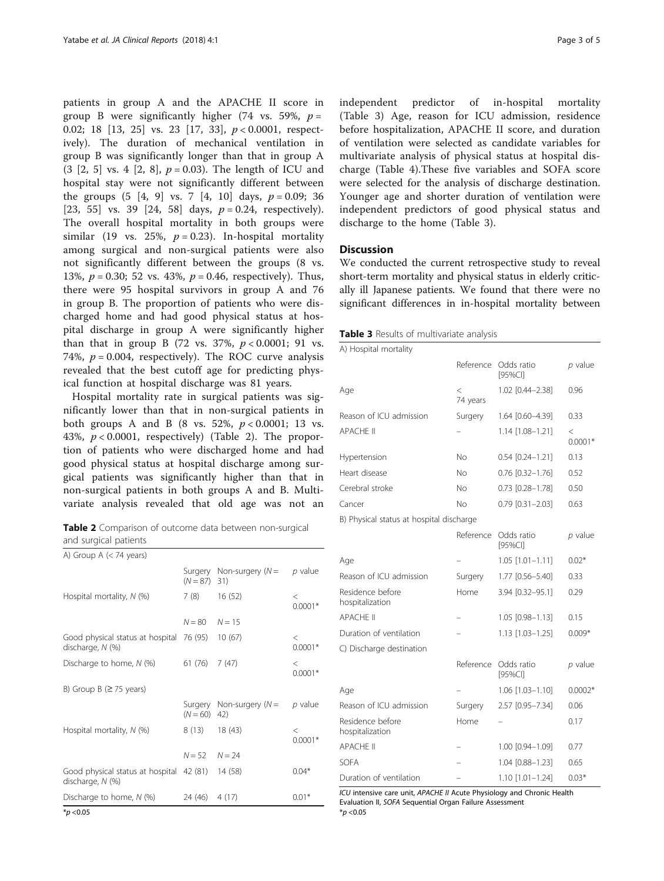patients in group A and the APACHE II score in group B were significantly higher (74 vs. 59%, $p = 0.02$; 18 [13, 25] vs. 23 [17, 33], $p < 0.0001$, respectively). The duration of mechanical ventilation in group B was significantly longer than that in group A (3 [2, 5] vs. 4 [2, 8], $p = 0.03$). The length of ICU and hospital stay were not significantly different between the groups (5 [4, 9] vs. 7 [4, 10] days, $p = 0.09$; 36 [23, 55] vs. 39 [24, 58] days, $p = 0.24$, respectively). The overall hospital mortality in both groups were similar (19 vs. 25%, $p = 0.23$). In-hospital mortality among surgical and non-surgical patients were also not significantly different between the groups (8 vs. 13%, $p = 0.30$; 52 vs. 43%, $p = 0.46$, respectively). Thus, there were 95 hospital survivors in group A and 76 in group B. The proportion of patients who were discharged home and had good physical status at hospital discharge in group A were significantly higher than that in group B (72 vs. 37%, $p < 0.0001$; 91 vs. 74%, $p = 0.004$, respectively). The ROC curve analysis revealed that the best cutoff age for predicting physical function at hospital discharge was 81 years.

Hospital mortality rate in surgical patients was significantly lower than that in non-surgical patients in both groups A and B (8 vs. 52%, $p < 0.0001$; 13 vs. 43%, $p < 0.0001$, respectively) (Table 2). The proportion of patients who were discharged home and had good physical status at hospital discharge among surgical patients was significantly higher than that in non-surgical patients in both groups A and B. Multivariate analysis revealed that old age was not an independent predictor of in-hospital mortality (Table 3) Age, reason for ICU admission, residence before hospitalization, APACHE II score, and duration of ventilation were selected as candidate variables for multivariate analysis of physical status at hospital discharge (Table 4).These five variables and SOFA score were selected for the analysis of discharge destination. Younger age and shorter duration of ventilation were independent predictors of good physical status and discharge to the home (Table 3).

**Table 2** Comparison of outcome data between non-surgical and surgical patients

| A) Group A (< 74 years) | | | |
|---|---|---|---|
| | Surgery ($N = 87$) | Non-surgery ($N = 31$) | $p$ value |
| Hospital mortality, N (%) | 7 (8) | 16 (52) | < 0.0001* |
| | $N = 80$ | $N = 15$ | |
| Good physical status at hospital discharge, N (%) | 76 (95) | 10 (67) | < 0.0001* |
| Discharge to home, N (%) | 61 (76) | 7 (47) | < 0.0001* |
| **B) Group B (≥ 75 years)** | | | |
| | Surgery ($N = 60$) | Non-surgery ($N = 42$) | $p$ value |
| Hospital mortality, N (%) | 8 (13) | 18 (43) | < 0.0001* |
| | $N = 52$ | $N = 24$ | |
| Good physical status at hospital discharge, N (%) | 42 (81) | 14 (58) | 0.04* |
| Discharge to home, N (%) | 24 (46) | 4 (17) | 0.01* |

*$p < 0.05$

## Discussion

We conducted the current retrospective study to reveal short-term mortality and physical status in elderly critically ill Japanese patients. We found that there were no significant differences in in-hospital mortality between

**Table 3** Results of multivariate analysis

| A) Hospital mortality | | | |
|---|---|---|---|
| | Reference | Odds ratio [95%CI] | $p$ value |
| Age | < 74 years | 1.02 [0.44–2.38] | 0.96 |
| Reason of ICU admission | Surgery | 1.64 [0.60–4.39] | 0.33 |
| APACHE II | – | 1.14 [1.08–1.21] | < 0.0001* |
| Hypertension | No | 0.54 [0.24–1.21] | 0.13 |
| Heart disease | No | 0.76 [0.32–1.76] | 0.52 |
| Cerebral stroke | No | 0.73 [0.28–1.78] | 0.50 |
| Cancer | No | 0.79 [0.31–2.03] | 0.63 |
| **B) Physical status at hospital discharge** | | | |
| | Reference | Odds ratio [95%CI] | $p$ value |
| Age | – | 1.05 [1.01–1.11] | 0.02* |
| Reason of ICU admission | Surgery | 1.77 [0.56–5.40] | 0.33 |
| Residence before hospitalization | Home | 3.94 [0.32–95.1] | 0.29 |
| APACHE II | – | 1.05 [0.98–1.13] | 0.15 |
| Duration of ventilation | – | 1.13 [1.03–1.25] | 0.009* |
| **C) Discharge destination** | | | |
| | Reference | Odds ratio [95%CI] | $p$ value |
| Age | – | 1.06 [1.03–1.10] | 0.0002* |
| Reason of ICU admission | Surgery | 2.57 [0.95–7.34] | 0.06 |
| Residence before hospitalization | Home | – | 0.17 |
| APACHE II | – | 1.00 [0.94–1.09] | 0.77 |
| SOFA | – | 1.04 [0.88–1.23] | 0.65 |
| Duration of ventilation | – | 1.10 [1.01–1.24] | 0.03* |

*ICU* intensive care unit, *APACHE II* Acute Physiology and Chronic Health Evaluation II, *SOFA* Sequential Organ Failure Assessment
*$p < 0.05$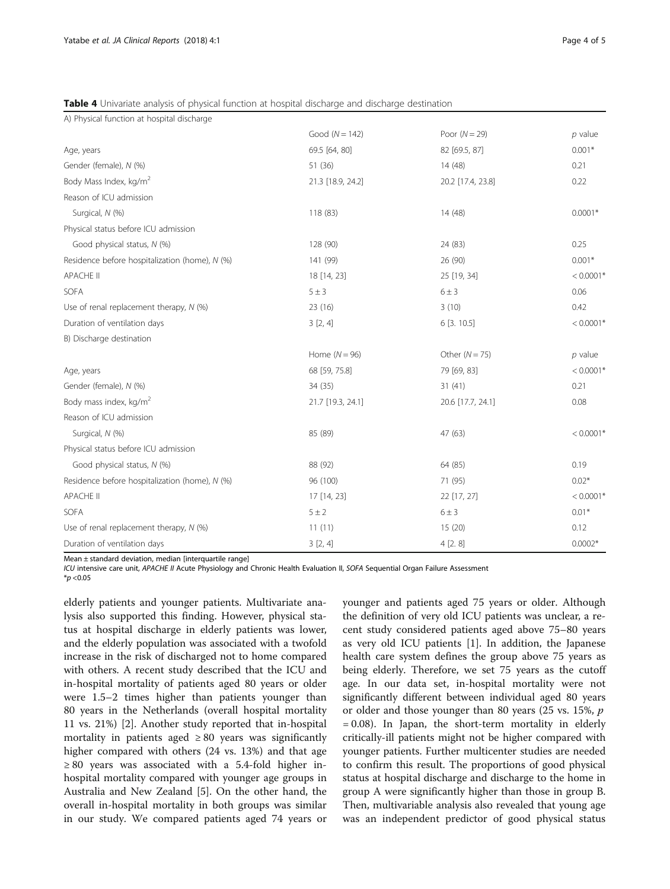**Table 4** Univariate analysis of physical function at hospital discharge and discharge destination

| A) Physical function at hospital discharge | | | |
|---|---|---|---|
| | Good ($N = 142$) | Poor ($N = 29$) | *p* value |
| Age, years | 69.5 [64, 80] | 82 [69.5, 87] | 0.001* |
| Gender (female), *N* (%) | 51 (36) | 14 (48) | 0.21 |
| Body Mass Index, kg/m$^2$ | 21.3 [18.9, 24.2] | 20.2 [17.4, 23.8] | 0.22 |
| Reason of ICU admission | | | |
| Surgical, *N* (%) | 118 (83) | 14 (48) | 0.0001* |
| Physical status before ICU admission | | | |
| Good physical status, *N* (%) | 128 (90) | 24 (83) | 0.25 |
| Residence before hospitalization (home), *N* (%) | 141 (99) | 26 (90) | 0.001* |
| APACHE II | 18 [14, 23] | 25 [19, 34] | < 0.0001* |
| SOFA | 5 ± 3 | 6 ± 3 | 0.06 |
| Use of renal replacement therapy, *N* (%) | 23 (16) | 3 (10) | 0.42 |
| Duration of ventilation days | 3 [2, 4] | 6 [3. 10.5] | < 0.0001* |
| **B) Discharge destination** | | | |
| | Home ($N = 96$) | Other ($N = 75$) | *p* value |
| Age, years | 68 [59, 75.8] | 79 [69, 83] | < 0.0001* |
| Gender (female), *N* (%) | 34 (35) | 31 (41) | 0.21 |
| Body mass index, kg/m$^2$ | 21.7 [19.3, 24.1] | 20.6 [17.7, 24.1] | 0.08 |
| Reason of ICU admission | | | |
| Surgical, *N* (%) | 85 (89) | 47 (63) | < 0.0001* |
| Physical status before ICU admission | | | |
| Good physical status, *N* (%) | 88 (92) | 64 (85) | 0.19 |
| Residence before hospitalization (home), *N* (%) | 96 (100) | 71 (95) | 0.02* |
| APACHE II | 17 [14, 23] | 22 [17, 27] | < 0.0001* |
| SOFA | 5 ± 2 | 6 ± 3 | 0.01* |
| Use of renal replacement therapy, *N* (%) | 11 (11) | 15 (20) | 0.12 |
| Duration of ventilation days | 3 [2, 4] | 4 [2. 8] | 0.0002* |

Mean ± standard deviation, median [interquartile range]

*ICU* intensive care unit, *APACHE II* Acute Physiology and Chronic Health Evaluation II, *SOFA* Sequential Organ Failure Assessment

*$p < 0.05$

elderly patients and younger patients. Multivariate analysis also supported this finding. However, physical status at hospital discharge in elderly patients was lower, and the elderly population was associated with a twofold increase in the risk of discharged not to home compared with others. A recent study described that the ICU and in-hospital mortality of patients aged 80 years or older were 1.5–2 times higher than patients younger than 80 years in the Netherlands (overall hospital mortality 11 vs. 21%) [2]. Another study reported that in-hospital mortality in patients aged ≥ 80 years was significantly higher compared with others (24 vs. 13%) and that age ≥ 80 years was associated with a 5.4-fold higher in-hospital mortality compared with younger age groups in Australia and New Zealand [5]. On the other hand, the overall in-hospital mortality in both groups was similar in our study. We compared patients aged 74 years or younger and patients aged 75 years or older. Although the definition of very old ICU patients was unclear, a recent study considered patients aged above 75–80 years as very old ICU patients [1]. In addition, the Japanese health care system defines the group above 75 years as being elderly. Therefore, we set 75 years as the cutoff age. In our data set, in-hospital mortality were not significantly different between individual aged 80 years or older and those younger than 80 years (25 vs. 15%, $p = 0.08$). In Japan, the short-term mortality in elderly critically-ill patients might not be higher compared with younger patients. Further multicenter studies are needed to confirm this result. The proportions of good physical status at hospital discharge and discharge to the home in group A were significantly higher than those in group B. Then, multivariable analysis also revealed that young age was an independent predictor of good physical status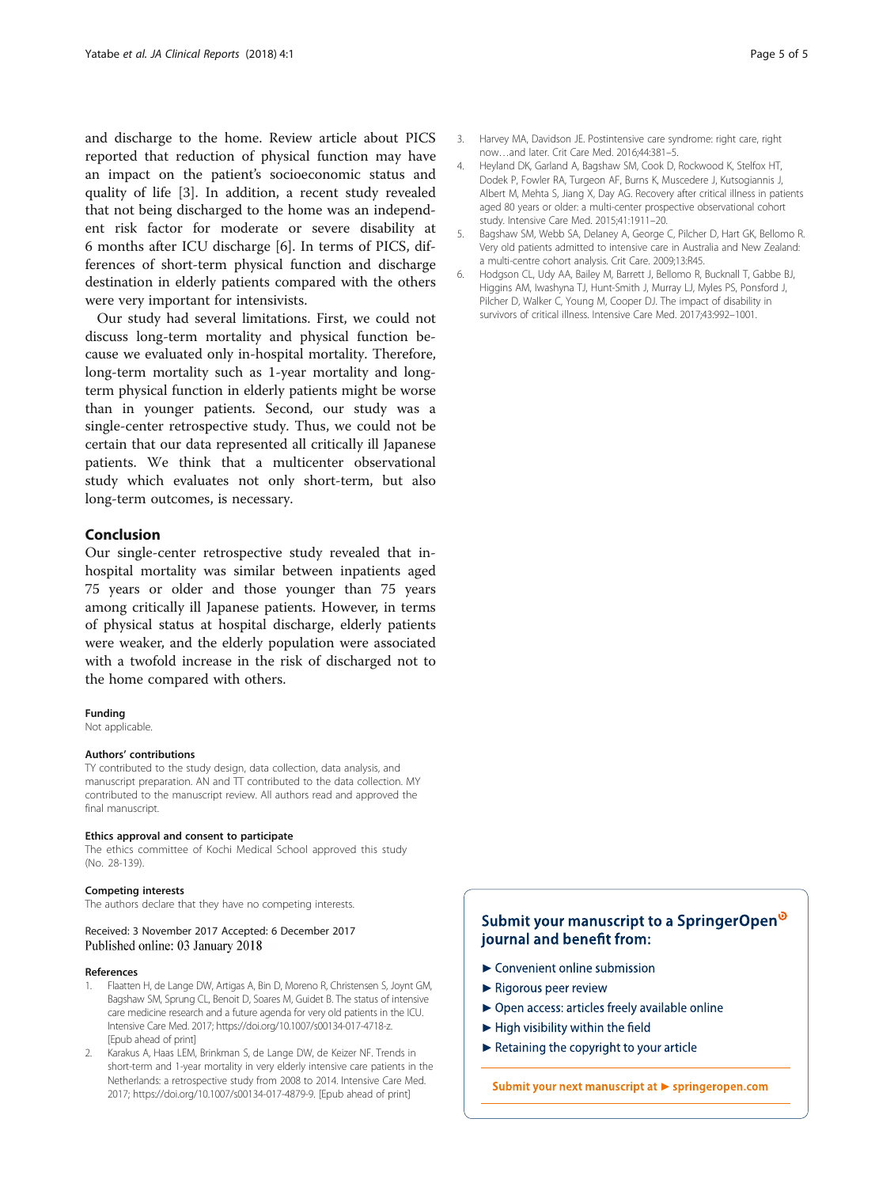and discharge to the home. Review article about PICS reported that reduction of physical function may have an impact on the patient's socioeconomic status and quality of life [3]. In addition, a recent study revealed that not being discharged to the home was an independent risk factor for moderate or severe disability at 6 months after ICU discharge [6]. In terms of PICS, differences of short-term physical function and discharge destination in elderly patients compared with the others were very important for intensivists.

Our study had several limitations. First, we could not discuss long-term mortality and physical function because we evaluated only in-hospital mortality. Therefore, long-term mortality such as 1-year mortality and long-term physical function in elderly patients might be worse than in younger patients. Second, our study was a single-center retrospective study. Thus, we could not be certain that our data represented all critically ill Japanese patients. We think that a multicenter observational study which evaluates not only short-term, but also long-term outcomes, is necessary.

## Conclusion

Our single-center retrospective study revealed that in-hospital mortality was similar between inpatients aged 75 years or older and those younger than 75 years among critically ill Japanese patients. However, in terms of physical status at hospital discharge, elderly patients were weaker, and the elderly population were associated with a twofold increase in the risk of discharged not to the home compared with others.

#### Funding

Not applicable.

#### Authors' contributions

TY contributed to the study design, data collection, data analysis, and manuscript preparation. AN and TT contributed to the data collection. MY contributed to the manuscript review. All authors read and approved the final manuscript.

#### Ethics approval and consent to participate

The ethics committee of Kochi Medical School approved this study (No. 28-139).

#### Competing interests

The authors declare that they have no competing interests.

Received: 3 November 2017 Accepted: 6 December 2017
Published online: 03 January 2018

#### References

1. Flaatten H, de Lange DW, Artigas A, Bin D, Moreno R, Christensen S, Joynt GM, Bagshaw SM, Sprung CL, Benoit D, Soares M, Guidet B. The status of intensive care medicine research and a future agenda for very old patients in the ICU. Intensive Care Med. 2017; https://doi.org/10.1007/s00134-017-4718-z. [Epub ahead of print]
2. Karakus A, Haas LEM, Brinkman S, de Lange DW, de Keizer NF. Trends in short-term and 1-year mortality in very elderly intensive care patients in the Netherlands: a retrospective study from 2008 to 2014. Intensive Care Med. 2017; https://doi.org/10.1007/s00134-017-4879-9. [Epub ahead of print]
3. Harvey MA, Davidson JE. Postintensive care syndrome: right care, right now…and later. Crit Care Med. 2016;44:381–5.
4. Heyland DK, Garland A, Bagshaw SM, Cook D, Rockwood K, Stelfox HT, Dodek P, Fowler RA, Turgeon AF, Burns K, Muscedere J, Kutsogiannis J, Albert M, Mehta S, Jiang X, Day AG. Recovery after critical illness in patients aged 80 years or older: a multi-center prospective observational cohort study. Intensive Care Med. 2015;41:1911–20.
5. Bagshaw SM, Webb SA, Delaney A, George C, Pilcher D, Hart GK, Bellomo R. Very old patients admitted to intensive care in Australia and New Zealand: a multi-centre cohort analysis. Crit Care. 2009;13:R45.
6. Hodgson CL, Udy AA, Bailey M, Barrett J, Bellomo R, Bucknall T, Gabbe BJ, Higgins AM, Iwashyna TJ, Hunt-Smith J, Murray LJ, Myles PS, Ponsford J, Pilcher D, Walker C, Young M, Cooper DJ. The impact of disability in survivors of critical illness. Intensive Care Med. 2017;43:992–1001.

Submit your manuscript to a SpringerOpen journal and benefit from:

- ► Convenient online submission
- ► Rigorous peer review
- ► Open access: articles freely available online
- ► High visibility within the field
- ► Retaining the copyright to your article

Submit your next manuscript at ► springeropen.com